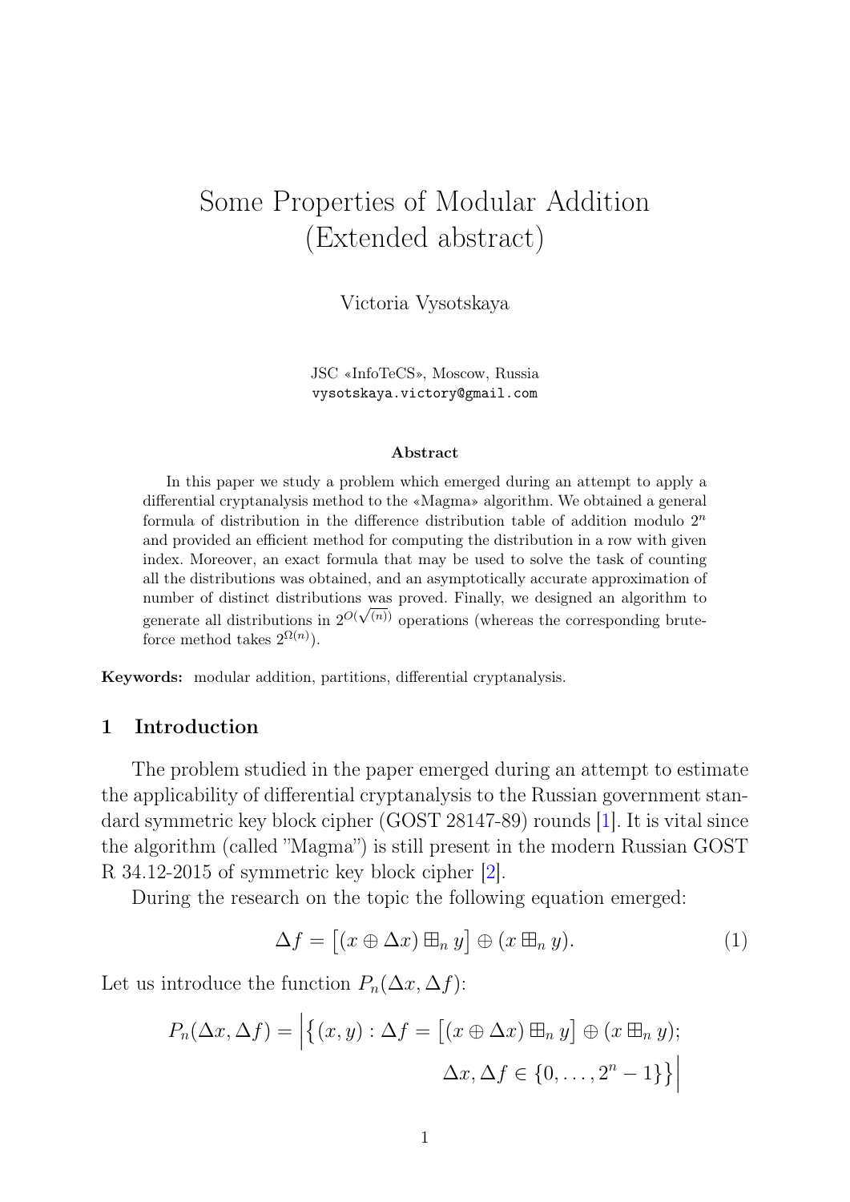# Some Properties of Modular Addition (Extended abstract)

Victoria Vysotskaya

JSC «InfoTeCS», Moscow, Russia
vysotskaya.victory@gmail.com

**Abstract**

In this paper we study a problem which emerged during an attempt to apply a differential cryptanalysis method to the «Magma» algorithm. We obtained a general formula of distribution in the difference distribution table of addition modulo $2^n$ and provided an efficient method for computing the distribution in a row with given index. Moreover, an exact formula that may be used to solve the task of counting all the distributions was obtained, and an asymptotically accurate approximation of number of distinct distributions was proved. Finally, we designed an algorithm to generate all distributions in $2^{O(\sqrt{(n)})}$ operations (whereas the corresponding brute-force method takes $2^{\Omega(n)}$).

**Keywords:** modular addition, partitions, differential cryptanalysis.

## 1 Introduction

The problem studied in the paper emerged during an attempt to estimate the applicability of differential cryptanalysis to the Russian government standard symmetric key block cipher (GOST 28147-89) rounds [1]. It is vital since the algorithm (called "Magma") is still present in the modern Russian GOST R 34.12-2015 of symmetric key block cipher [2].

During the research on the topic the following equation emerged:

$$\Delta f = \big[(x \oplus \Delta x) \boxplus_n y\big] \oplus (x \boxplus_n y). \tag{1}$$

Let us introduce the function $P_n(\Delta x, \Delta f)$:

$$P_n(\Delta x, \Delta f) = \Big|\big\{(x, y) : \Delta f = \big[(x \oplus \Delta x) \boxplus_n y\big] \oplus (x \boxplus_n y); \\ \Delta x, \Delta f \in \{0, \dots, 2^n - 1\}\big\}\Big|$$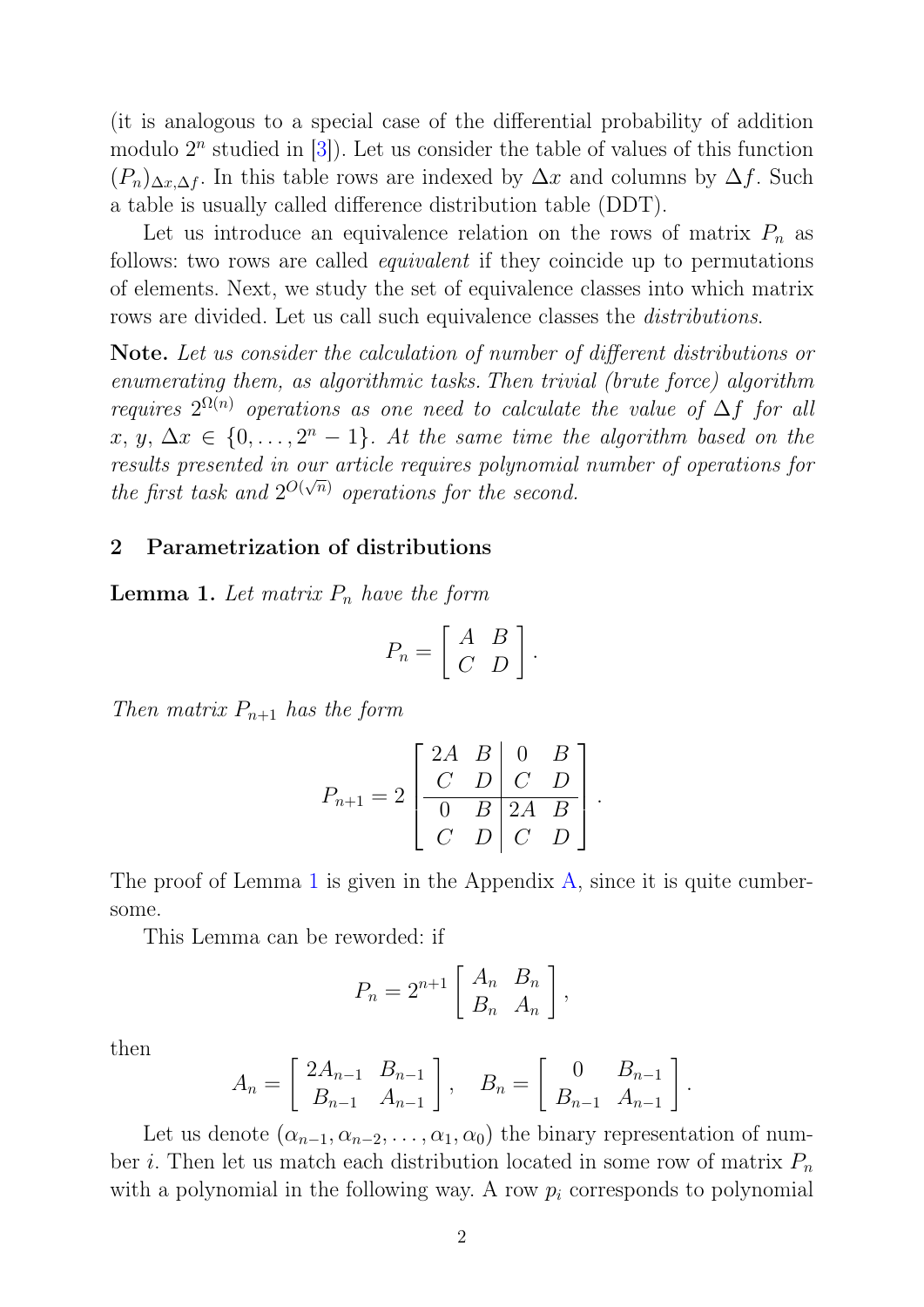(it is analogous to a special case of the differential probability of addition modulo $2^n$ studied in [3]). Let us consider the table of values of this function $(P_n)_{\Delta x, \Delta f}$. In this table rows are indexed by $\Delta x$ and columns by $\Delta f$. Such a table is usually called difference distribution table (DDT).

Let us introduce an equivalence relation on the rows of matrix $P_n$ as follows: two rows are called *equivalent* if they coincide up to permutations of elements. Next, we study the set of equivalence classes into which matrix rows are divided. Let us call such equivalence classes the *distributions*.

**Note.** *Let us consider the calculation of number of different distributions or enumerating them, as algorithmic tasks. Then trivial (brute force) algorithm requires $2^{\Omega(n)}$ operations as one need to calculate the value of $\Delta f$ for all $x$, $y$, $\Delta x \in \{0, \ldots, 2^n - 1\}$. At the same time the algorithm based on the results presented in our article requires polynomial number of operations for the first task and $2^{O(\sqrt{n})}$ operations for the second.*

## 2 Parametrization of distributions

**Lemma 1.** *Let matrix $P_n$ have the form*

$$P_n = \left[ \begin{array}{cc} A & B \\ C & D \end{array} \right].$$

*Then matrix $P_{n+1}$ has the form*

$$P_{n+1} = 2 \left[ \begin{array}{cc|cc} 2A & B & 0 & B \\ C & D & C & D \\ \hline 0 & B & 2A & B \\ C & D & C & D \end{array} \right].$$

The proof of Lemma 1 is given in the Appendix A, since it is quite cumbersome.

This Lemma can be reworded: if

$$P_n = 2^{n+1} \left[ \begin{array}{cc} A_n & B_n \\ B_n & A_n \end{array} \right],$$

then

$$A_n = \left[ \begin{array}{cc} 2A_{n-1} & B_{n-1} \\ B_{n-1} & A_{n-1} \end{array} \right], \quad B_n = \left[ \begin{array}{cc} 0 & B_{n-1} \\ B_{n-1} & A_{n-1} \end{array} \right].$$

Let us denote $(\alpha_{n-1}, \alpha_{n-2}, \ldots, \alpha_1, \alpha_0)$ the binary representation of number $i$. Then let us match each distribution located in some row of matrix $P_n$ with a polynomial in the following way. A row $p_i$ corresponds to polynomial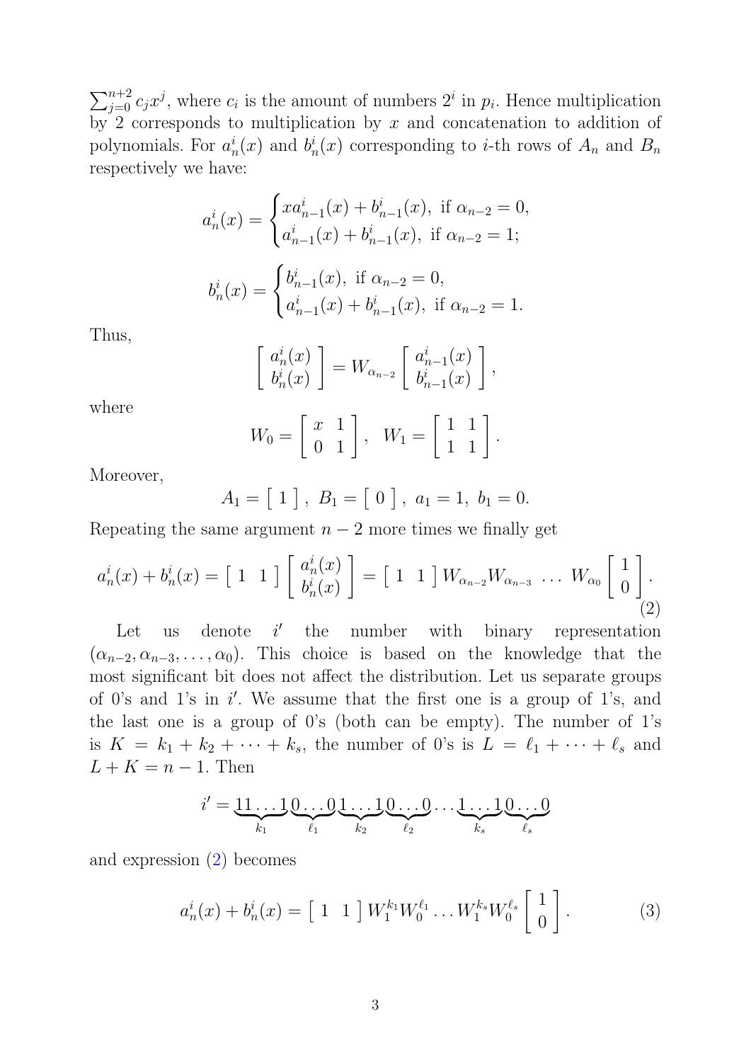$\sum_{j=0}^{n+2} c_j x^j$, where $c_i$ is the amount of numbers $2^i$ in $p_i$. Hence multiplication by 2 corresponds to multiplication by $x$ and concatenation to addition of polynomials. For $a_n^i(x)$ and $b_n^i(x)$ corresponding to $i$-th rows of $A_n$ and $B_n$ respectively we have:

$$a_n^i(x) = \begin{cases} xa_{n-1}^i(x) + b_{n-1}^i(x), \text{ if } \alpha_{n-2} = 0, \\ a_{n-1}^i(x) + b_{n-1}^i(x), \text{ if } \alpha_{n-2} = 1; \end{cases}$$

$$b_n^i(x) = \begin{cases} b_{n-1}^i(x), \text{ if } \alpha_{n-2} = 0, \\ a_{n-1}^i(x) + b_{n-1}^i(x), \text{ if } \alpha_{n-2} = 1. \end{cases}$$

Thus,

$$\left[ \begin{array}{c} a_n^i(x) \\ b_n^i(x) \end{array} \right] = W_{\alpha_{n-2}} \left[ \begin{array}{c} a_{n-1}^i(x) \\ b_{n-1}^i(x) \end{array} \right],$$

where

$$W_0 = \left[ \begin{array}{cc} x & 1 \\ 0 & 1 \end{array} \right], \quad W_1 = \left[ \begin{array}{cc} 1 & 1 \\ 1 & 1 \end{array} \right].$$

Moreover,

$$A_1 = \left[ \, 1 \, \right], \; B_1 = \left[ \, 0 \, \right], \; a_1 = 1, \; b_1 = 0.$$

Repeating the same argument $n-2$ more times we finally get

$$a_n^i(x) + b_n^i(x) = \left[ \, 1 \;\; 1 \, \right] \left[ \begin{array}{c} a_n^i(x) \\ b_n^i(x) \end{array} \right] = \left[ \, 1 \;\; 1 \, \right] W_{\alpha_{n-2}} W_{\alpha_{n-3}} \; \ldots \; W_{\alpha_0} \left[ \begin{array}{c} 1 \\ 0 \end{array} \right]. \tag{2}$$

Let us denote $i'$ the number with binary representation $(\alpha_{n-2}, \alpha_{n-3}, \ldots, \alpha_0)$. This choice is based on the knowledge that the most significant bit does not affect the distribution. Let us separate groups of 0's and 1's in $i'$. We assume that the first one is a group of 1's, and the last one is a group of 0's (both can be empty). The number of 1's is $K = k_1 + k_2 + \cdots + k_s$, the number of 0's is $L = \ell_1 + \cdots + \ell_s$ and $L + K = n - 1$. Then

$$i' = \underbrace{11\ldots1}_{k_1}\underbrace{0\ldots0}_{\ell_1}\underbrace{1\ldots1}_{k_2}\underbrace{0\ldots0}_{\ell_2}\cdots\underbrace{1\ldots1}_{k_s}\underbrace{0\ldots0}_{\ell_s}$$

and expression (2) becomes

$$a_n^i(x) + b_n^i(x) = \left[ \, 1 \;\; 1 \, \right] W_1^{k_1} W_0^{\ell_1} \ldots W_1^{k_s} W_0^{\ell_s} \left[ \begin{array}{c} 1 \\ 0 \end{array} \right]. \tag{3}$$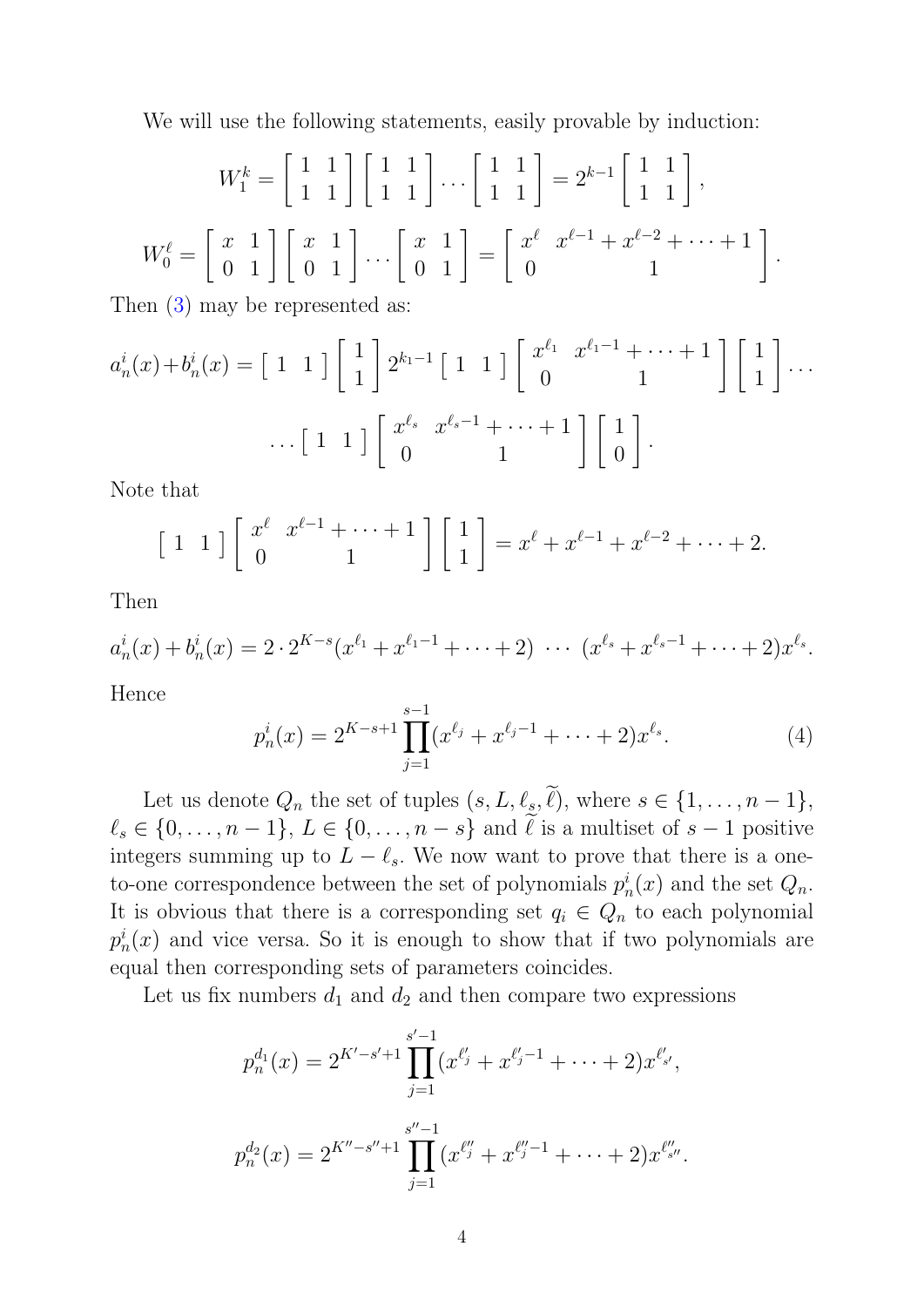We will use the following statements, easily provable by induction:

$$W_1^k = \begin{bmatrix} 1 & 1 \\ 1 & 1 \end{bmatrix} \begin{bmatrix} 1 & 1 \\ 1 & 1 \end{bmatrix} \dots \begin{bmatrix} 1 & 1 \\ 1 & 1 \end{bmatrix} = 2^{k-1} \begin{bmatrix} 1 & 1 \\ 1 & 1 \end{bmatrix},$$

$$W_0^\ell = \begin{bmatrix} x & 1 \\ 0 & 1 \end{bmatrix} \begin{bmatrix} x & 1 \\ 0 & 1 \end{bmatrix} \dots \begin{bmatrix} x & 1 \\ 0 & 1 \end{bmatrix} = \begin{bmatrix} x^\ell & x^{\ell-1} + x^{\ell-2} + \dots + 1 \\ 0 & 1 \end{bmatrix}.$$

Then (3) may be represented as:

$$a_n^i(x) + b_n^i(x) = \begin{bmatrix} 1 & 1 \end{bmatrix} \begin{bmatrix} 1 \\ 1 \end{bmatrix} 2^{k_1 - 1} \begin{bmatrix} 1 & 1 \end{bmatrix} \begin{bmatrix} x^{\ell_1} & x^{\ell_1 - 1} + \dots + 1 \\ 0 & 1 \end{bmatrix} \begin{bmatrix} 1 \\ 1 \end{bmatrix} \dots$$

$$\dots \begin{bmatrix} 1 & 1 \end{bmatrix} \begin{bmatrix} x^{\ell_s} & x^{\ell_s - 1} + \dots + 1 \\ 0 & 1 \end{bmatrix} \begin{bmatrix} 1 \\ 0 \end{bmatrix}.$$

Note that

$$\begin{bmatrix} 1 & 1 \end{bmatrix} \begin{bmatrix} x^\ell & x^{\ell-1} + \dots + 1 \\ 0 & 1 \end{bmatrix} \begin{bmatrix} 1 \\ 1 \end{bmatrix} = x^\ell + x^{\ell-1} + x^{\ell-2} + \dots + 2.$$

Then

$$a_n^i(x) + b_n^i(x) = 2 \cdot 2^{K-s} (x^{\ell_1} + x^{\ell_1 - 1} + \dots + 2) \ \cdots \ (x^{\ell_s} + x^{\ell_s - 1} + \dots + 2) x^{\ell_s}.$$

Hence

$$p_n^i(x) = 2^{K-s+1} \prod_{j=1}^{s-1} (x^{\ell_j} + x^{\ell_j - 1} + \dots + 2) x^{\ell_s}. \tag{4}$$

Let us denote $Q_n$ the set of tuples $(s, L, \ell_s, \widetilde{\ell})$, where $s \in \{1, \dots, n-1\}$, $\ell_s \in \{0, \dots, n-1\}$, $L \in \{0, \dots, n-s\}$ and $\widetilde{\ell}$ is a multiset of $s-1$ positive integers summing up to $L - \ell_s$. We now want to prove that there is a one-to-one correspondence between the set of polynomials $p_n^i(x)$ and the set $Q_n$. It is obvious that there is a corresponding set $q_i \in Q_n$ to each polynomial $p_n^i(x)$ and vice versa. So it is enough to show that if two polynomials are equal then corresponding sets of parameters coincides.

Let us fix numbers $d_1$ and $d_2$ and then compare two expressions

$$p_n^{d_1}(x) = 2^{K'-s'+1} \prod_{j=1}^{s'-1} (x^{\ell'_j} + x^{\ell'_j - 1} + \dots + 2) x^{\ell'_{s'}},$$

$$p_n^{d_2}(x) = 2^{K''-s''+1} \prod_{j=1}^{s''-1} (x^{\ell''_j} + x^{\ell''_j - 1} + \dots + 2) x^{\ell''_{s''}}.$$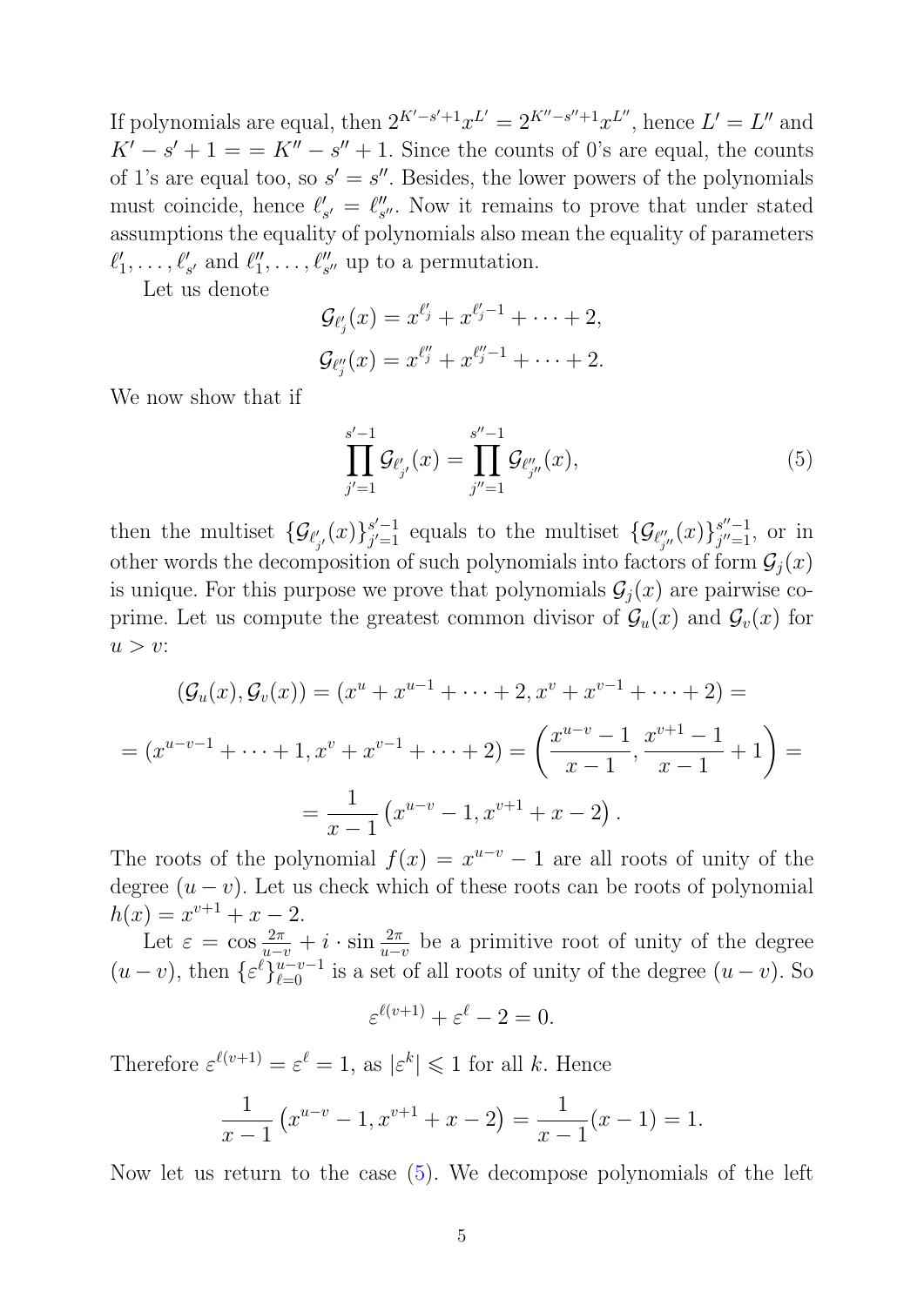If polynomials are equal, then $2^{K'-s'+1}x^{L'} = 2^{K''-s''+1}x^{L''}$, hence $L' = L''$ and $K' - s' + 1 = = K'' - s'' + 1$. Since the counts of 0's are equal, the counts of 1's are equal too, so $s' = s''$. Besides, the lower powers of the polynomials must coincide, hence $\ell'_{s'} = \ell''_{s''}$. Now it remains to prove that under stated assumptions the equality of polynomials also mean the equality of parameters $\ell'_1, \ldots, \ell'_{s'}$ and $\ell''_1, \ldots, \ell''_{s''}$ up to a permutation.

Let us denote

$$\mathcal{G}_{\ell'_j}(x) = x^{\ell'_j} + x^{\ell'_j - 1} + \cdots + 2,$$

$$\mathcal{G}_{\ell''_j}(x) = x^{\ell''_j} + x^{\ell''_j - 1} + \cdots + 2.$$

We now show that if

$$\prod_{j'=1}^{s'-1} \mathcal{G}_{\ell'_{j'}}(x) = \prod_{j''=1}^{s''-1} \mathcal{G}_{\ell''_{j''}}(x), \tag{5}$$

then the multiset $\{\mathcal{G}_{\ell'_{j'}}(x)\}_{j'=1}^{s'-1}$ equals to the multiset $\{\mathcal{G}_{\ell''_{j''}}(x)\}_{j''=1}^{s''-1}$, or in other words the decomposition of such polynomials into factors of form $\mathcal{G}_j(x)$ is unique. For this purpose we prove that polynomials $\mathcal{G}_j(x)$ are pairwise coprime. Let us compute the greatest common divisor of $\mathcal{G}_u(x)$ and $\mathcal{G}_v(x)$ for $u > v$:

$$(\mathcal{G}_u(x), \mathcal{G}_v(x)) = (x^u + x^{u-1} + \cdots + 2, x^v + x^{v-1} + \cdots + 2) =$$

$$= (x^{u-v-1} + \cdots + 1, x^v + x^{v-1} + \cdots + 2) = \left( \frac{x^{u-v} - 1}{x - 1}, \frac{x^{v+1} - 1}{x - 1} + 1 \right) =$$

$$= \frac{1}{x-1} \left( x^{u-v} - 1, x^{v+1} + x - 2 \right).$$

The roots of the polynomial $f(x) = x^{u-v} - 1$ are all roots of unity of the degree $(u - v)$. Let us check which of these roots can be roots of polynomial $h(x) = x^{v+1} + x - 2$.

Let $\varepsilon = \cos \frac{2\pi}{u-v} + i \cdot \sin \frac{2\pi}{u-v}$ be a primitive root of unity of the degree $(u - v)$, then $\{\varepsilon^\ell\}_{\ell=0}^{u-v-1}$ is a set of all roots of unity of the degree $(u - v)$. So

$$\varepsilon^{\ell(v+1)} + \varepsilon^\ell - 2 = 0.$$

Therefore $\varepsilon^{\ell(v+1)} = \varepsilon^\ell = 1$, as $|\varepsilon^k| \leqslant 1$ for all $k$. Hence

$$\frac{1}{x-1} \left( x^{u-v} - 1, x^{v+1} + x - 2 \right) = \frac{1}{x-1}(x - 1) = 1.$$

Now let us return to the case (5). We decompose polynomials of the left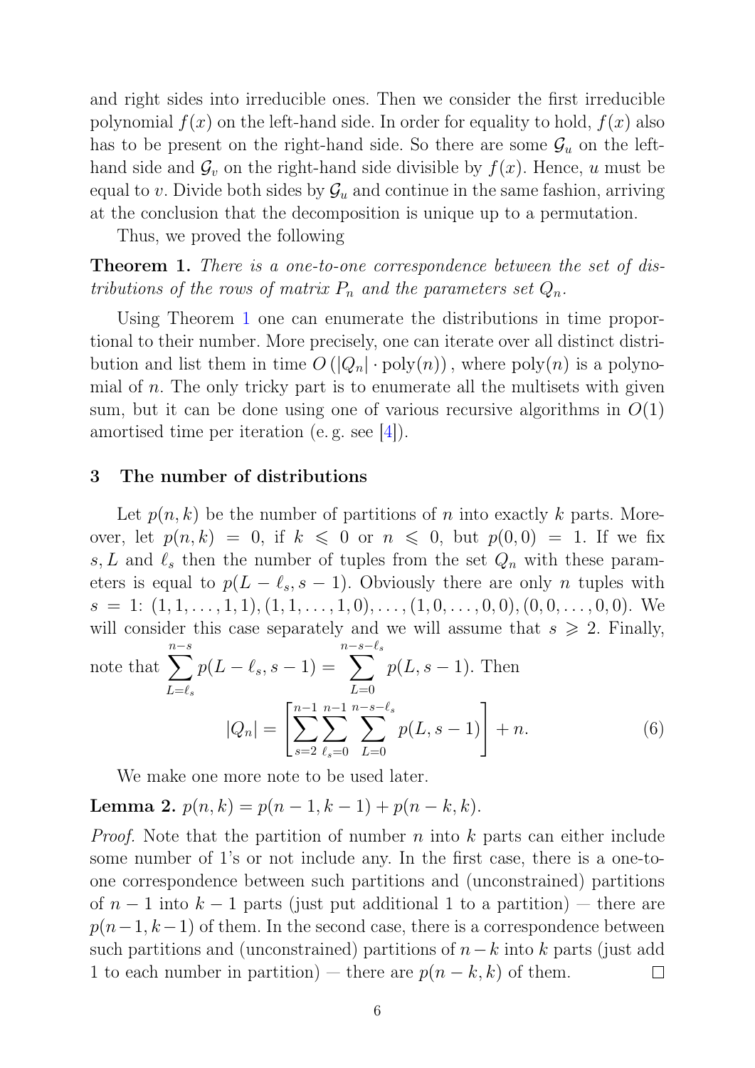and right sides into irreducible ones. Then we consider the first irreducible polynomial $f(x)$ on the left-hand side. In order for equality to hold, $f(x)$ also has to be present on the right-hand side. So there are some $\mathcal{G}_u$ on the left-hand side and $\mathcal{G}_v$ on the right-hand side divisible by $f(x)$. Hence, $u$ must be equal to $v$. Divide both sides by $\mathcal{G}_u$ and continue in the same fashion, arriving at the conclusion that the decomposition is unique up to a permutation.

Thus, we proved the following

**Theorem 1.** *There is a one-to-one correspondence between the set of distributions of the rows of matrix $P_n$ and the parameters set $Q_n$.*

Using Theorem 1 one can enumerate the distributions in time proportional to their number. More precisely, one can iterate over all distinct distribution and list them in time $O\left(|Q_n| \cdot \text{poly}(n)\right)$, where $\text{poly}(n)$ is a polynomial of $n$. The only tricky part is to enumerate all the multisets with given sum, but it can be done using one of various recursive algorithms in $O(1)$ amortised time per iteration (e. g. see [4]).

## 3 The number of distributions

Let $p(n, k)$ be the number of partitions of $n$ into exactly $k$ parts. Moreover, let $p(n, k) = 0$, if $k \leqslant 0$ or $n \leqslant 0$, but $p(0, 0) = 1$. If we fix $s, L$ and $\ell_s$ then the number of tuples from the set $Q_n$ with these parameters is equal to $p(L - \ell_s, s - 1)$. Obviously there are only $n$ tuples with $s = 1$: $(1, 1, \ldots, 1, 1), (1, 1, \ldots, 1, 0), \ldots, (1, 0, \ldots, 0, 0), (0, 0, \ldots, 0, 0)$. We will consider this case separately and we will assume that $s \geqslant 2$. Finally, note that $\displaystyle\sum_{L=\ell_s}^{n-s} p(L - \ell_s, s - 1) = \sum_{L=0}^{n-s-\ell_s} p(L, s - 1)$. Then

$$|Q_n| = \left[\sum_{s=2}^{n-1} \sum_{\ell_s=0}^{n-1} \sum_{L=0}^{n-s-\ell_s} p(L, s-1)\right] + n. \tag{6}$$

We make one more note to be used later.

**Lemma 2.** $p(n, k) = p(n - 1, k - 1) + p(n - k, k)$.

*Proof.* Note that the partition of number $n$ into $k$ parts can either include some number of 1's or not include any. In the first case, there is a one-to-one correspondence between such partitions and (unconstrained) partitions of $n - 1$ into $k - 1$ parts (just put additional 1 to a partition) — there are $p(n-1, k-1)$ of them. In the second case, there is a correspondence between such partitions and (unconstrained) partitions of $n - k$ into $k$ parts (just add 1 to each number in partition) — there are $p(n - k, k)$ of them. ∎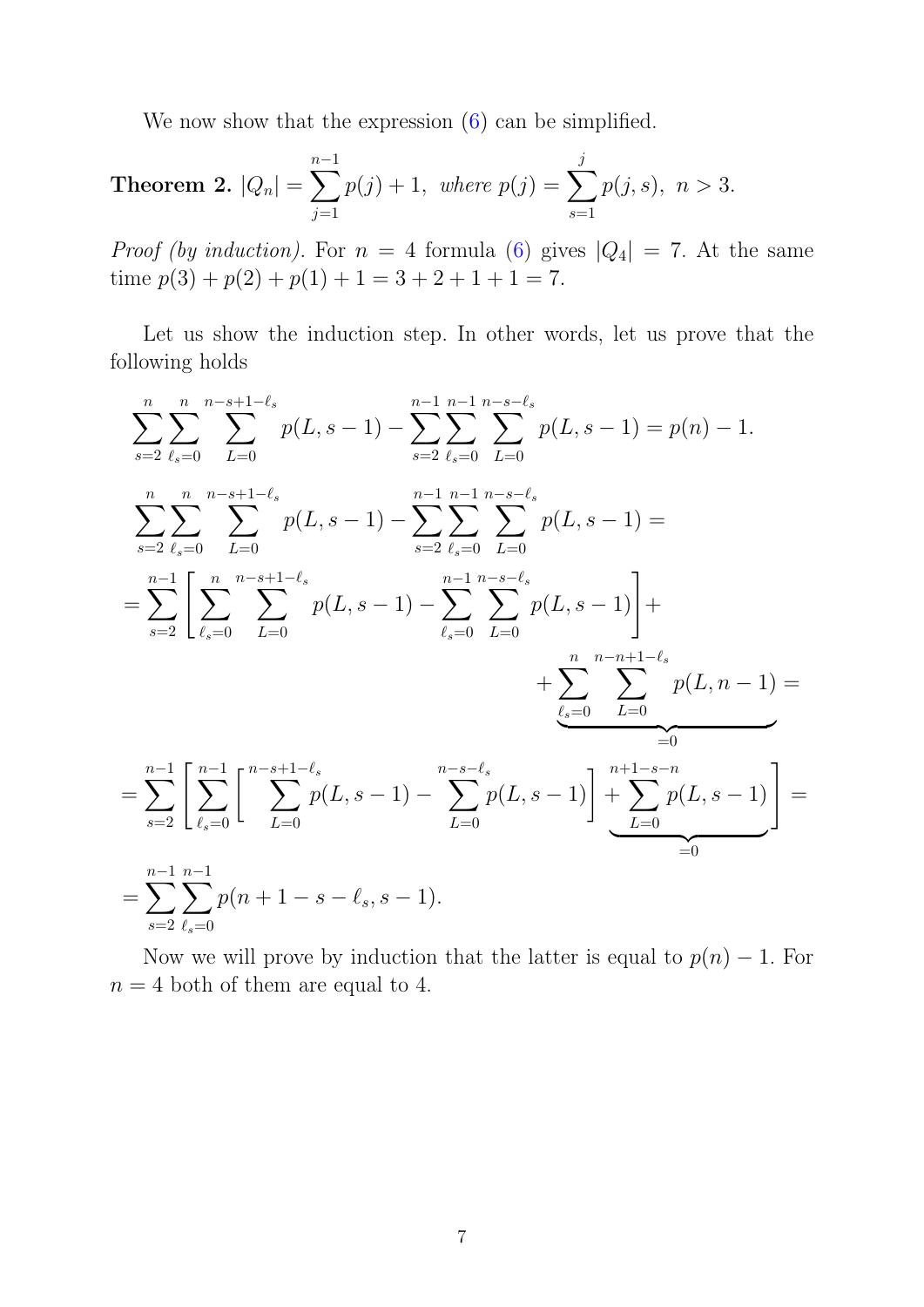We now show that the expression (6) can be simplified.

**Theorem 2.** *$|Q_n| = \sum_{j=1}^{n-1} p(j) + 1$, where $p(j) = \sum_{s=1}^{j} p(j,s)$, $n > 3$.*

*Proof (by induction).* For $n = 4$ formula (6) gives $|Q_4| = 7$. At the same time $p(3) + p(2) + p(1) + 1 = 3 + 2 + 1 + 1 = 7$.

Let us show the induction step. In other words, let us prove that the following holds

$$\sum_{s=2}^{n} \sum_{\ell_s=0}^{n} \sum_{L=0}^{n-s+1-\ell_s} p(L, s-1) - \sum_{s=2}^{n-1} \sum_{\ell_s=0}^{n-1} \sum_{L=0}^{n-s-\ell_s} p(L, s-1) = p(n) - 1.$$

$$\sum_{s=2}^{n} \sum_{\ell_s=0}^{n} \sum_{L=0}^{n-s+1-\ell_s} p(L, s-1) - \sum_{s=2}^{n-1} \sum_{\ell_s=0}^{n-1} \sum_{L=0}^{n-s-\ell_s} p(L, s-1) =$$

$$= \sum_{s=2}^{n-1} \left[ \sum_{\ell_s=0}^{n} \sum_{L=0}^{n-s+1-\ell_s} p(L, s-1) - \sum_{\ell_s=0}^{n-1} \sum_{L=0}^{n-s-\ell_s} p(L, s-1) \right] + \underbrace{\sum_{\ell_s=0}^{n} \sum_{L=0}^{n-n+1-\ell_s} p(L, n-1)}_{=0} =$$

$$= \sum_{s=2}^{n-1} \left[ \sum_{\ell_s=0}^{n-1} \left[ \sum_{L=0}^{n-s+1-\ell_s} p(L, s-1) - \sum_{L=0}^{n-s-\ell_s} p(L, s-1) \right] + \underbrace{\sum_{L=0}^{n+1-s-n} p(L, s-1)}_{=0} \right] =$$

$$= \sum_{s=2}^{n-1} \sum_{\ell_s=0}^{n-1} p(n+1-s-\ell_s, s-1).$$

Now we will prove by induction that the latter is equal to $p(n) - 1$. For $n = 4$ both of them are equal to 4.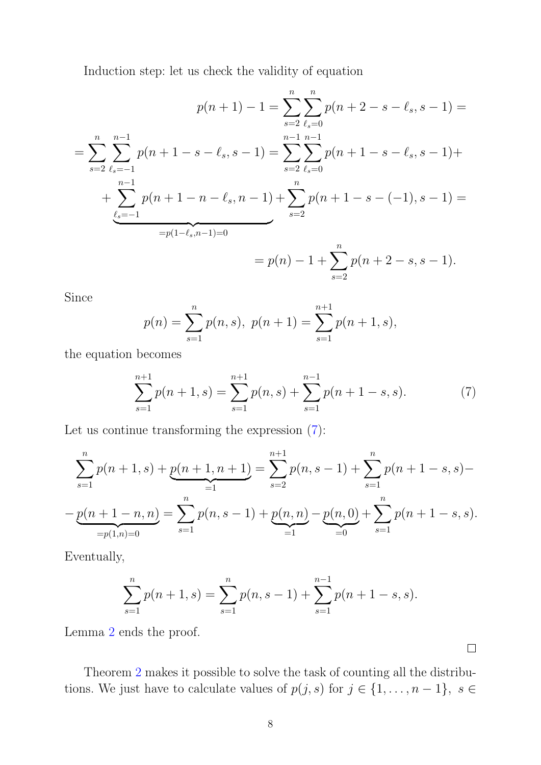Induction step: let us check the validity of equation

$$p(n+1) - 1 = \sum_{s=2}^{n} \sum_{\ell_s=0}^{n} p(n+2-s-\ell_s, s-1) =$$

$$= \sum_{s=2}^{n} \sum_{\ell_s=-1}^{n-1} p(n+1-s-\ell_s, s-1) = \sum_{s=2}^{n-1} \sum_{\ell_s=0}^{n-1} p(n+1-s-\ell_s, s-1) +$$

$$+ \underbrace{\sum_{\ell_s=-1}^{n-1} p(n+1-n-\ell_s, n-1)}_{=p(1-\ell_s, n-1)=0} + \sum_{s=2}^{n} p(n+1-s-(-1), s-1) =$$

$$= p(n) - 1 + \sum_{s=2}^{n} p(n+2-s, s-1).$$

Since

$$p(n) = \sum_{s=1}^{n} p(n,s), \ \ p(n+1) = \sum_{s=1}^{n+1} p(n+1,s),$$

the equation becomes

$$\sum_{s=1}^{n+1} p(n+1,s) = \sum_{s=1}^{n+1} p(n,s) + \sum_{s=1}^{n-1} p(n+1-s,s). \tag{7}$$

Let us continue transforming the expression (7):

$$\sum_{s=1}^{n} p(n+1,s) + \underbrace{p(n+1,n+1)}_{=1} = \sum_{s=2}^{n+1} p(n,s-1) + \sum_{s=1}^{n} p(n+1-s,s) -$$

$$- \underbrace{p(n+1-n,n)}_{=p(1,n)=0} = \sum_{s=1}^{n} p(n,s-1) + \underbrace{p(n,n)}_{=1} - \underbrace{p(n,0)}_{=0} + \sum_{s=1}^{n} p(n+1-s,s).$$

Eventually,

$$\sum_{s=1}^{n} p(n+1,s) = \sum_{s=1}^{n} p(n,s-1) + \sum_{s=1}^{n-1} p(n+1-s,s).$$

Lemma 2 ends the proof.

□

Theorem 2 makes it possible to solve the task of counting all the distributions. We just have to calculate values of $p(j,s)$ for $j \in \{1, \ldots, n-1\}, \ s \in$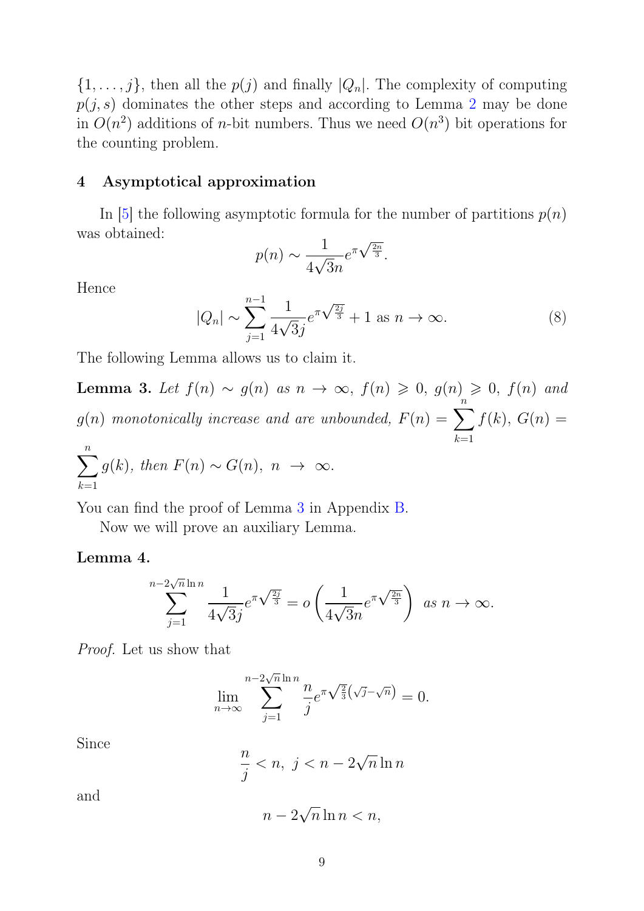$\{1, \ldots, j\}$, then all the $p(j)$ and finally $|Q_n|$. The complexity of computing $p(j, s)$ dominates the other steps and according to Lemma 2 may be done in $O(n^2)$ additions of $n$-bit numbers. Thus we need $O(n^3)$ bit operations for the counting problem.

## 4 Asymptotical approximation

In [5] the following asymptotic formula for the number of partitions $p(n)$ was obtained:

$$p(n) \sim \frac{1}{4\sqrt{3}n} e^{\pi\sqrt{\frac{2n}{3}}}.$$

Hence

$$|Q_n| \sim \sum_{j=1}^{n-1} \frac{1}{4\sqrt{3}j} e^{\pi\sqrt{\frac{2j}{3}}} + 1 \text{ as } n \to \infty. \tag{8}$$

The following Lemma allows us to claim it.

**Lemma 3.** *Let $f(n) \sim g(n)$ as $n \to \infty$, $f(n) \geqslant 0$, $g(n) \geqslant 0$, $f(n)$ and $g(n)$ monotonically increase and are unbounded, $F(n) = \sum_{k=1}^{n} f(k)$, $G(n) = \sum_{k=1}^{n} g(k)$, then $F(n) \sim G(n)$, $n \to \infty$.*

You can find the proof of Lemma 3 in Appendix B.

Now we will prove an auxiliary Lemma.

**Lemma 4.**

$$\sum_{j=1}^{n-2\sqrt{n}\ln n} \frac{1}{4\sqrt{3}j} e^{\pi\sqrt{\frac{2j}{3}}} = o\left(\frac{1}{4\sqrt{3}n} e^{\pi\sqrt{\frac{2n}{3}}}\right) \text{ as } n \to \infty.$$

*Proof.* Let us show that

$$\lim_{n\to\infty} \sum_{j=1}^{n-2\sqrt{n}\ln n} \frac{n}{j} e^{\pi\sqrt{\frac{2}{3}}(\sqrt{j}-\sqrt{n})} = 0.$$

Since

$$\frac{n}{j} < n, \; j < n - 2\sqrt{n}\ln n$$

and

$$n - 2\sqrt{n}\ln n < n,$$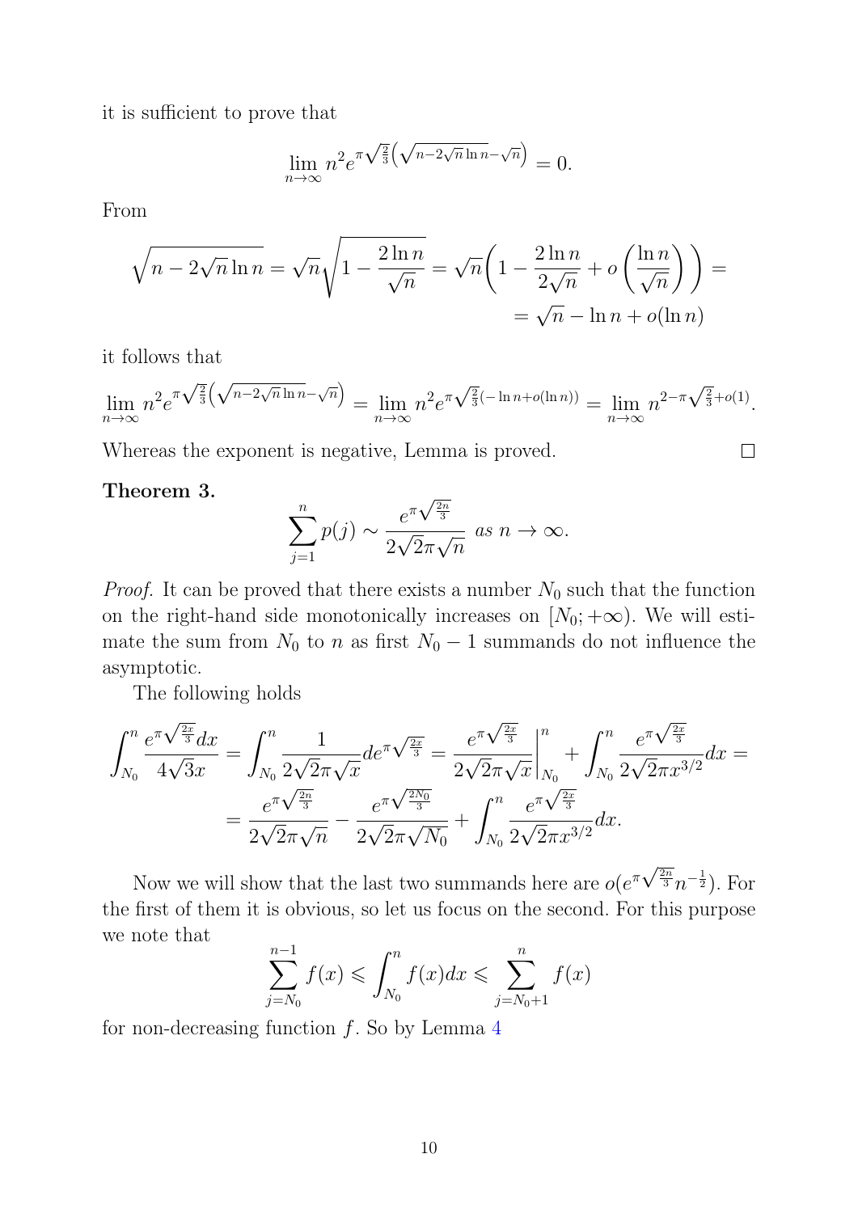it is sufficient to prove that

$$\lim_{n\to\infty} n^2 e^{\pi\sqrt{\frac{2}{3}}\left(\sqrt{n-2\sqrt{n}\ln n}-\sqrt{n}\right)} = 0.$$

From

$$\sqrt{n-2\sqrt{n}\ln n} = \sqrt{n}\sqrt{1-\frac{2\ln n}{\sqrt{n}}} = \sqrt{n}\left(1-\frac{2\ln n}{2\sqrt{n}}+o\left(\frac{\ln n}{\sqrt{n}}\right)\right) = \\ = \sqrt{n}-\ln n + o(\ln n)$$

it follows that

$$\lim_{n\to\infty} n^2 e^{\pi\sqrt{\frac{2}{3}}\left(\sqrt{n-2\sqrt{n}\ln n}-\sqrt{n}\right)} = \lim_{n\to\infty} n^2 e^{\pi\sqrt{\frac{2}{3}}(-\ln n+o(\ln n))} = \lim_{n\to\infty} n^{2-\pi\sqrt{\frac{2}{3}}+o(1)}.$$

Whereas the exponent is negative, Lemma is proved. □

**Theorem 3.**

$$\sum_{j=1}^{n} p(j) \sim \frac{e^{\pi\sqrt{\frac{2n}{3}}}}{2\sqrt{2}\pi\sqrt{n}} \text{ as } n\to\infty.$$

*Proof.* It can be proved that there exists a number $N_0$ such that the function on the right-hand side monotonically increases on $[N_0;+\infty)$. We will estimate the sum from $N_0$ to $n$ as first $N_0-1$ summands do not influence the asymptotic.

The following holds

$$\int_{N_0}^{n} \frac{e^{\pi\sqrt{\frac{2x}{3}}}dx}{4\sqrt{3}x} = \int_{N_0}^{n} \frac{1}{2\sqrt{2}\pi\sqrt{x}} de^{\pi\sqrt{\frac{2x}{3}}} = \frac{e^{\pi\sqrt{\frac{2x}{3}}}}{2\sqrt{2}\pi\sqrt{x}}\Bigg|_{N_0}^{n} + \int_{N_0}^{n} \frac{e^{\pi\sqrt{\frac{2x}{3}}}}{2\sqrt{2}\pi x^{3/2}}dx = \\ = \frac{e^{\pi\sqrt{\frac{2n}{3}}}}{2\sqrt{2}\pi\sqrt{n}} - \frac{e^{\pi\sqrt{\frac{2N_0}{3}}}}{2\sqrt{2}\pi\sqrt{N_0}} + \int_{N_0}^{n} \frac{e^{\pi\sqrt{\frac{2x}{3}}}}{2\sqrt{2}\pi x^{3/2}}dx.$$

Now we will show that the last two summands here are $o(e^{\pi\sqrt{\frac{2n}{3}}}n^{-\frac{1}{2}})$. For the first of them it is obvious, so let us focus on the second. For this purpose we note that

$$\sum_{j=N_0}^{n-1} f(x) \leqslant \int_{N_0}^{n} f(x)dx \leqslant \sum_{j=N_0+1}^{n} f(x)$$

for non-decreasing function $f$. So by Lemma 4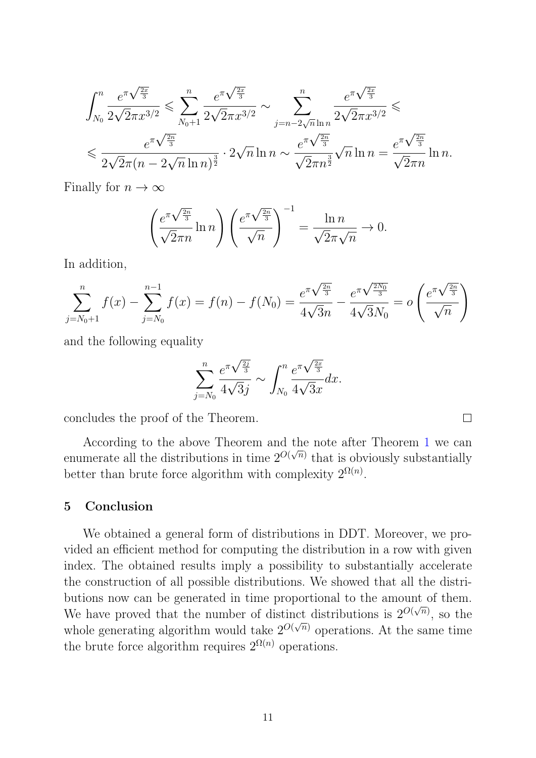$$
\int_{N_0}^{n} \frac{e^{\pi\sqrt{\frac{2x}{3}}}}{2\sqrt{2}\pi x^{3/2}} \leqslant \sum_{N_0+1}^{n} \frac{e^{\pi\sqrt{\frac{2x}{3}}}}{2\sqrt{2}\pi x^{3/2}} \sim \sum_{j=n-2\sqrt{n}\ln n}^{n} \frac{e^{\pi\sqrt{\frac{2x}{3}}}}{2\sqrt{2}\pi x^{3/2}} \leqslant
$$

$$
\leqslant \frac{e^{\pi\sqrt{\frac{2n}{3}}}}{2\sqrt{2}\pi(n-2\sqrt{n}\ln n)^{\frac{3}{2}}} \cdot 2\sqrt{n}\ln n \sim \frac{e^{\pi\sqrt{\frac{2n}{3}}}}{\sqrt{2}\pi n^{\frac{3}{2}}}\sqrt{n}\ln n = \frac{e^{\pi\sqrt{\frac{2n}{3}}}}{\sqrt{2}\pi n}\ln n.
$$

Finally for $n \to \infty$

$$
\left(\frac{e^{\pi\sqrt{\frac{2n}{3}}}}{\sqrt{2}\pi n}\ln n\right)\left(\frac{e^{\pi\sqrt{\frac{2n}{3}}}}{\sqrt{n}}\right)^{-1} = \frac{\ln n}{\sqrt{2}\pi\sqrt{n}} \to 0.
$$

In addition,

$$
\sum_{j=N_0+1}^{n} f(x) - \sum_{j=N_0}^{n-1} f(x) = f(n) - f(N_0) = \frac{e^{\pi\sqrt{\frac{2n}{3}}}}{4\sqrt{3}n} - \frac{e^{\pi\sqrt{\frac{2N_0}{3}}}}{4\sqrt{3}N_0} = o\left(\frac{e^{\pi\sqrt{\frac{2n}{3}}}}{\sqrt{n}}\right)
$$

and the following equality

$$
\sum_{j=N_0}^{n} \frac{e^{\pi\sqrt{\frac{2j}{3}}}}{4\sqrt{3}j} \sim \int_{N_0}^{n} \frac{e^{\pi\sqrt{\frac{2x}{3}}}}{4\sqrt{3}x}dx.
$$

concludes the proof of the Theorem. □

According to the above Theorem and the note after Theorem 1 we can enumerate all the distributions in time $2^{O(\sqrt{n})}$ that is obviously substantially better than brute force algorithm with complexity $2^{\Omega(n)}$.

## 5 Conclusion

We obtained a general form of distributions in DDT. Moreover, we provided an efficient method for computing the distribution in a row with given index. The obtained results imply a possibility to substantially accelerate the construction of all possible distributions. We showed that all the distributions now can be generated in time proportional to the amount of them. We have proved that the number of distinct distributions is $2^{O(\sqrt{n})}$, so the whole generating algorithm would take $2^{O(\sqrt{n})}$ operations. At the same time the brute force algorithm requires $2^{\Omega(n)}$ operations.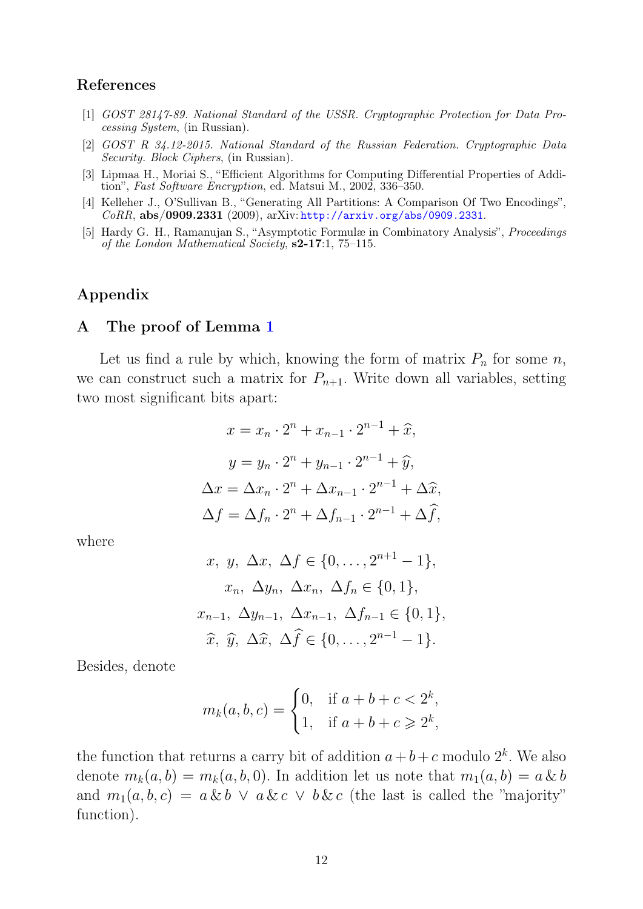## References

[1] *GOST 28147-89. National Standard of the USSR. Cryptographic Protection for Data Processing System*, (in Russian).

[2] *GOST R 34.12-2015. National Standard of the Russian Federation. Cryptographic Data Security. Block Ciphers*, (in Russian).

[3] Lipmaa H., Moriai S., "Efficient Algorithms for Computing Differential Properties of Addition", *Fast Software Encryption*, ed. Matsui M., 2002, 336–350.

[4] Kelleher J., O'Sullivan B., "Generating All Partitions: A Comparison Of Two Encodings", *CoRR*, **abs/0909.2331** (2009), arXiv: http://arxiv.org/abs/0909.2331.

[5] Hardy G. H., Ramanujan S., "Asymptotic Formulæ in Combinatory Analysis", *Proceedings of the London Mathematical Society*, **s2-17**:1, 75–115.

## Appendix

### A The proof of Lemma 1

Let us find a rule by which, knowing the form of matrix $P_n$ for some $n$, we can construct such a matrix for $P_{n+1}$. Write down all variables, setting two most significant bits apart:

$$x = x_n \cdot 2^n + x_{n-1} \cdot 2^{n-1} + \widehat{x},$$

$$y = y_n \cdot 2^n + y_{n-1} \cdot 2^{n-1} + \widehat{y},$$

$$\Delta x = \Delta x_n \cdot 2^n + \Delta x_{n-1} \cdot 2^{n-1} + \Delta\widehat{x},$$

$$\Delta f = \Delta f_n \cdot 2^n + \Delta f_{n-1} \cdot 2^{n-1} + \Delta\widehat{f},$$

where

$$x,\ y,\ \Delta x,\ \Delta f \in \{0, \dots, 2^{n+1} - 1\},$$

$$x_n,\ \Delta y_n,\ \Delta x_n,\ \Delta f_n \in \{0, 1\},$$

$$x_{n-1},\ \Delta y_{n-1},\ \Delta x_{n-1},\ \Delta f_{n-1} \in \{0, 1\},$$

$$\widehat{x},\ \widehat{y},\ \Delta\widehat{x},\ \Delta\widehat{f} \in \{0, \dots, 2^{n-1} - 1\}.$$

Besides, denote

$$m_k(a, b, c) = \begin{cases} 0, & \text{if } a + b + c < 2^k, \\ 1, & \text{if } a + b + c \geqslant 2^k, \end{cases}$$

the function that returns a carry bit of addition $a + b + c$ modulo $2^k$. We also denote $m_k(a, b) = m_k(a, b, 0)$. In addition let us note that $m_1(a, b) = a \,\&\, b$ and $m_1(a, b, c) = a \,\&\, b \,\vee\, a \,\&\, c \,\vee\, b \,\&\, c$ (the last is called the "majority" function).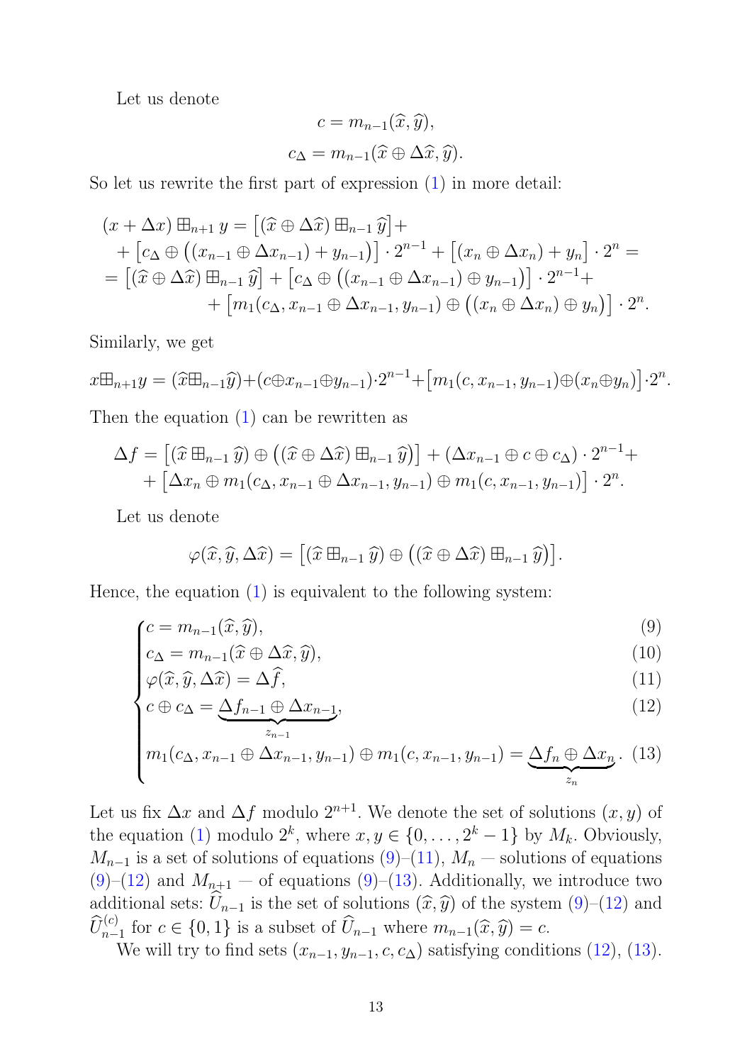Let us denote

$$c = m_{n-1}(\widehat{x}, \widehat{y}),$$

$$c_\Delta = m_{n-1}(\widehat{x} \oplus \Delta\widehat{x}, \widehat{y}).$$

So let us rewrite the first part of expression (1) in more detail:

$$\begin{aligned}
(x + \Delta x) \boxplus_{n+1} y &= \big[(\widehat{x} \oplus \Delta\widehat{x}) \boxplus_{n-1} \widehat{y}\big] + \\
&+ \big[c_\Delta \oplus \big((x_{n-1} \oplus \Delta x_{n-1}) + y_{n-1}\big)\big] \cdot 2^{n-1} + \big[(x_n \oplus \Delta x_n) + y_n\big] \cdot 2^n = \\
&= \big[(\widehat{x} \oplus \Delta\widehat{x}) \boxplus_{n-1} \widehat{y}\big] + \big[c_\Delta \oplus \big((x_{n-1} \oplus \Delta x_{n-1}) \oplus y_{n-1}\big)\big] \cdot 2^{n-1} + \\
&\quad + \big[m_1(c_\Delta, x_{n-1} \oplus \Delta x_{n-1}, y_{n-1}) \oplus \big((x_n \oplus \Delta x_n) \oplus y_n\big)\big] \cdot 2^n.
\end{aligned}$$

Similarly, we get

$$x \boxplus_{n+1} y = (\widehat{x} \boxplus_{n-1} \widehat{y}) + (c \oplus x_{n-1} \oplus y_{n-1}) \cdot 2^{n-1} + \big[m_1(c, x_{n-1}, y_{n-1}) \oplus (x_n \oplus y_n)\big] \cdot 2^n.$$

Then the equation (1) can be rewritten as

$$\begin{aligned}
\Delta f &= \big[(\widehat{x} \boxplus_{n-1} \widehat{y}) \oplus \big((\widehat{x} \oplus \Delta\widehat{x}) \boxplus_{n-1} \widehat{y}\big)\big] + (\Delta x_{n-1} \oplus c \oplus c_\Delta) \cdot 2^{n-1} + \\
&+ \big[\Delta x_n \oplus m_1(c_\Delta, x_{n-1} \oplus \Delta x_{n-1}, y_{n-1}) \oplus m_1(c, x_{n-1}, y_{n-1})\big] \cdot 2^n.
\end{aligned}$$

Let us denote

$$\varphi(\widehat{x}, \widehat{y}, \Delta\widehat{x}) = \big[(\widehat{x} \boxplus_{n-1} \widehat{y}) \oplus \big((\widehat{x} \oplus \Delta\widehat{x}) \boxplus_{n-1} \widehat{y}\big)\big].$$

Hence, the equation (1) is equivalent to the following system:

$$\begin{cases}
c = m_{n-1}(\widehat{x}, \widehat{y}), & (9) \\
c_\Delta = m_{n-1}(\widehat{x} \oplus \Delta\widehat{x}, \widehat{y}), & (10) \\
\varphi(\widehat{x}, \widehat{y}, \Delta\widehat{x}) = \Delta\widehat{f}, & (11) \\
c \oplus c_\Delta = \underbrace{\Delta f_{n-1} \oplus \Delta x_{n-1}}_{z_{n-1}}, & (12) \\
m_1(c_\Delta, x_{n-1} \oplus \Delta x_{n-1}, y_{n-1}) \oplus m_1(c, x_{n-1}, y_{n-1}) = \underbrace{\Delta f_n \oplus \Delta x_n}_{z_n}. & (13)
\end{cases}$$

Let us fix $\Delta x$ and $\Delta f$ modulo $2^{n+1}$. We denote the set of solutions $(x, y)$ of the equation (1) modulo $2^k$, where $x, y \in \{0, \ldots, 2^k - 1\}$ by $M_k$. Obviously, $M_{n-1}$ is a set of solutions of equations (9)–(11), $M_n$ — solutions of equations (9)–(12) and $M_{n+1}$ — of equations (9)–(13). Additionally, we introduce two additional sets: $\widehat{U}_{n-1}$ is the set of solutions $(\widehat{x}, \widehat{y})$ of the system (9)–(12) and $\widehat{U}^{(c)}_{n-1}$ for $c \in \{0, 1\}$ is a subset of $\widehat{U}_{n-1}$ where $m_{n-1}(\widehat{x}, \widehat{y}) = c$.

We will try to find sets $(x_{n-1}, y_{n-1}, c, c_\Delta)$ satisfying conditions (12), (13).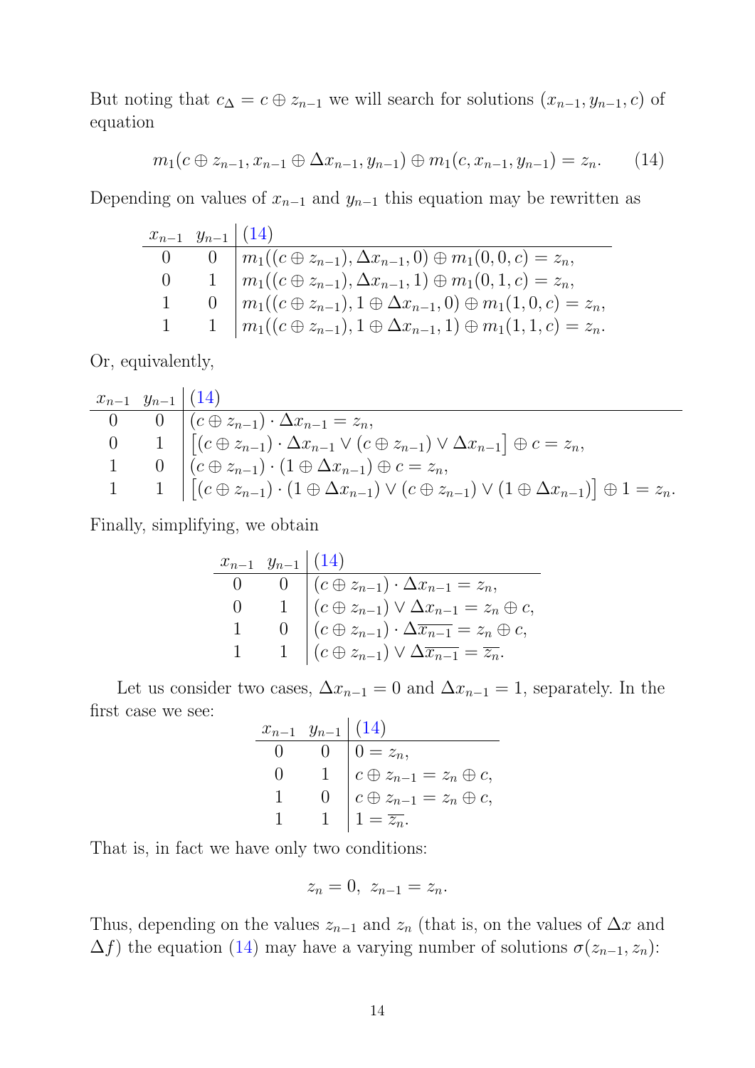But noting that $c_\Delta = c \oplus z_{n-1}$ we will search for solutions $(x_{n-1}, y_{n-1}, c)$ of equation

$$m_1(c \oplus z_{n-1}, x_{n-1} \oplus \Delta x_{n-1}, y_{n-1}) \oplus m_1(c, x_{n-1}, y_{n-1}) = z_n. \qquad (14)$$

Depending on values of $x_{n-1}$ and $y_{n-1}$ this equation may be rewritten as

| $x_{n-1}$ | $y_{n-1}$ | (14) |
|---|---|---|
| 0 | 0 | $m_1((c \oplus z_{n-1}), \Delta x_{n-1}, 0) \oplus m_1(0, 0, c) = z_n,$ |
| 0 | 1 | $m_1((c \oplus z_{n-1}), \Delta x_{n-1}, 1) \oplus m_1(0, 1, c) = z_n,$ |
| 1 | 0 | $m_1((c \oplus z_{n-1}), 1 \oplus \Delta x_{n-1}, 0) \oplus m_1(1, 0, c) = z_n,$ |
| 1 | 1 | $m_1((c \oplus z_{n-1}), 1 \oplus \Delta x_{n-1}, 1) \oplus m_1(1, 1, c) = z_n.$ |

Or, equivalently,

| $x_{n-1}$ | $y_{n-1}$ | (14) |
|---|---|---|
| 0 | 0 | $(c \oplus z_{n-1}) \cdot \Delta x_{n-1} = z_n,$ |
| 0 | 1 | $\left[(c \oplus z_{n-1}) \cdot \Delta x_{n-1} \vee (c \oplus z_{n-1}) \vee \Delta x_{n-1}\right] \oplus c = z_n,$ |
| 1 | 0 | $(c \oplus z_{n-1}) \cdot (1 \oplus \Delta x_{n-1}) \oplus c = z_n,$ |
| 1 | 1 | $\left[(c \oplus z_{n-1}) \cdot (1 \oplus \Delta x_{n-1}) \vee (c \oplus z_{n-1}) \vee (1 \oplus \Delta x_{n-1})\right] \oplus 1 = z_n.$ |

Finally, simplifying, we obtain

| $x_{n-1}$ | $y_{n-1}$ | (14) |
|---|---|---|
| 0 | 0 | $(c \oplus z_{n-1}) \cdot \Delta x_{n-1} = z_n,$ |
| 0 | 1 | $(c \oplus z_{n-1}) \vee \Delta x_{n-1} = z_n \oplus c,$ |
| 1 | 0 | $(c \oplus z_{n-1}) \cdot \Delta \overline{x_{n-1}} = z_n \oplus c,$ |
| 1 | 1 | $(c \oplus z_{n-1}) \vee \Delta \overline{x_{n-1}} = \overline{z_n}.$ |

Let us consider two cases, $\Delta x_{n-1} = 0$ and $\Delta x_{n-1} = 1$, separately. In the first case we see:

| $x_{n-1}$ | $y_{n-1}$ | (14) |
|---|---|---|
| 0 | 0 | $0 = z_n,$ |
| 0 | 1 | $c \oplus z_{n-1} = z_n \oplus c,$ |
| 1 | 0 | $c \oplus z_{n-1} = z_n \oplus c,$ |
| 1 | 1 | $1 = \overline{z_n}.$ |

That is, in fact we have only two conditions:

$$z_n = 0, \; z_{n-1} = z_n.$$

Thus, depending on the values $z_{n-1}$ and $z_n$ (that is, on the values of $\Delta x$ and $\Delta f$) the equation (14) may have a varying number of solutions $\sigma(z_{n-1}, z_n)$: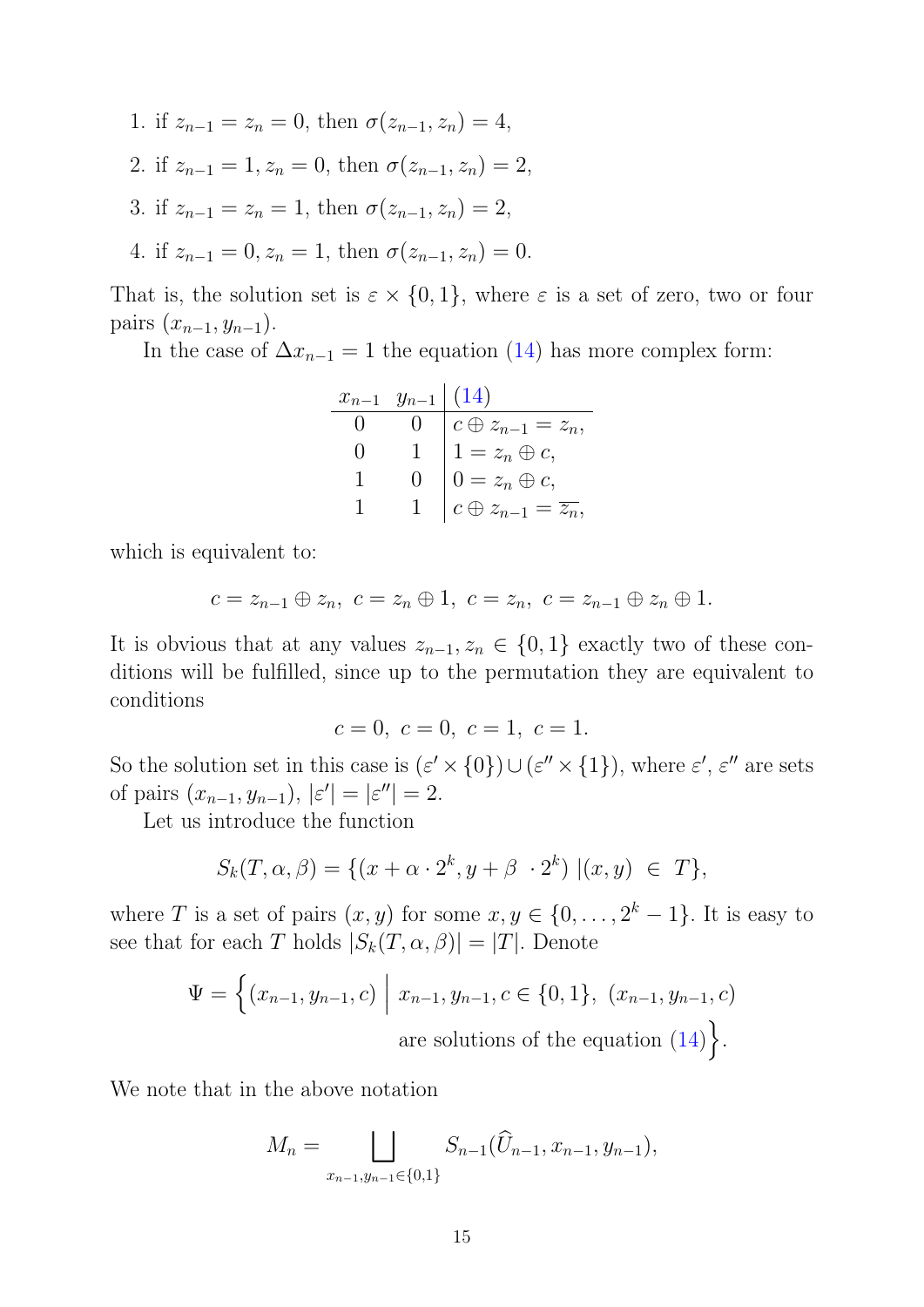1. if $z_{n-1} = z_n = 0$, then $\sigma(z_{n-1}, z_n) = 4$,
2. if $z_{n-1} = 1, z_n = 0$, then $\sigma(z_{n-1}, z_n) = 2$,
3. if $z_{n-1} = z_n = 1$, then $\sigma(z_{n-1}, z_n) = 2$,
4. if $z_{n-1} = 0, z_n = 1$, then $\sigma(z_{n-1}, z_n) = 0$.

That is, the solution set is $\varepsilon \times \{0, 1\}$, where $\varepsilon$ is a set of zero, two or four pairs $(x_{n-1}, y_{n-1})$.

In the case of $\Delta x_{n-1} = 1$ the equation (14) has more complex form:

| $x_{n-1}$ | $y_{n-1}$ | (14) |
|---|---|---|
| 0 | 0 | $c \oplus z_{n-1} = z_n,$ |
| 0 | 1 | $1 = z_n \oplus c,$ |
| 1 | 0 | $0 = z_n \oplus c,$ |
| 1 | 1 | $c \oplus z_{n-1} = \overline{z_n},$ |

which is equivalent to:

$$c = z_{n-1} \oplus z_n,\ c = z_n \oplus 1,\ c = z_n,\ c = z_{n-1} \oplus z_n \oplus 1.$$

It is obvious that at any values $z_{n-1}, z_n \in \{0, 1\}$ exactly two of these conditions will be fulfilled, since up to the permutation they are equivalent to conditions

$$c = 0,\ c = 0,\ c = 1,\ c = 1.$$

So the solution set in this case is $(\varepsilon' \times \{0\}) \cup (\varepsilon'' \times \{1\})$, where $\varepsilon'$, $\varepsilon''$ are sets of pairs $(x_{n-1}, y_{n-1})$, $|\varepsilon'| = |\varepsilon''| = 2$.

Let us introduce the function

$$S_k(T, \alpha, \beta) = \{(x + \alpha \cdot 2^k, y + \beta \cdot 2^k) \mid (x, y) \in T\},$$

where $T$ is a set of pairs $(x, y)$ for some $x, y \in \{0, \ldots, 2^k - 1\}$. It is easy to see that for each $T$ holds $|S_k(T, \alpha, \beta)| = |T|$. Denote

$$\Psi = \Big\{(x_{n-1}, y_{n-1}, c) \;\Big|\; x_{n-1}, y_{n-1}, c \in \{0, 1\},\ (x_{n-1}, y_{n-1}, c) \text{ are solutions of the equation (14)}\Big\}.$$

We note that in the above notation

$$M_n = \bigsqcup_{x_{n-1}, y_{n-1} \in \{0,1\}} S_{n-1}(\widehat{U}_{n-1}, x_{n-1}, y_{n-1}),$$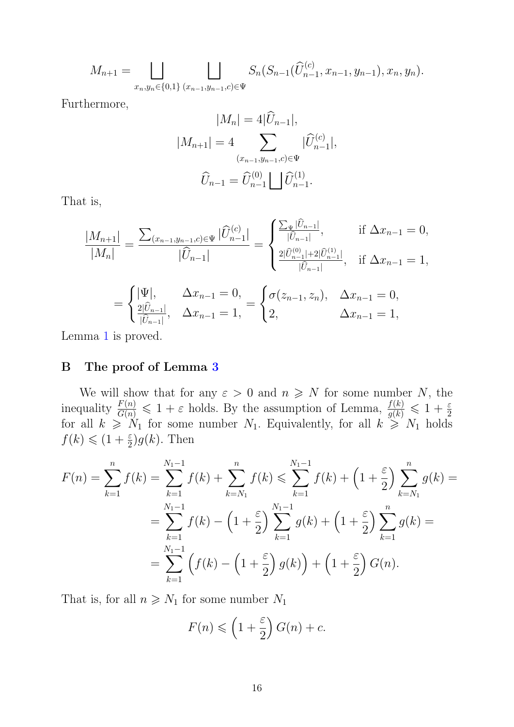$$M_{n+1} = \bigsqcup_{x_n, y_n \in \{0,1\}} \bigsqcup_{(x_{n-1}, y_{n-1}, c) \in \Psi} S_n(S_{n-1}(\widehat{U}^{(c)}_{n-1}, x_{n-1}, y_{n-1}), x_n, y_n).$$

Furthermore,

$$|M_n| = 4|\widehat{U}_{n-1}|,$$

$$|M_{n+1}| = 4 \sum_{(x_{n-1}, y_{n-1}, c) \in \Psi} |\widehat{U}^{(c)}_{n-1}|,$$

$$\widehat{U}_{n-1} = \widehat{U}^{(0)}_{n-1} \bigsqcup \widehat{U}^{(1)}_{n-1}.$$

That is,

$$\frac{|M_{n+1}|}{|M_n|} = \frac{\sum_{(x_{n-1}, y_{n-1}, c) \in \Psi} |\widehat{U}^{(c)}_{n-1}|}{|\widehat{U}_{n-1}|} = \begin{cases} \frac{\sum_{\Psi} |\widehat{U}_{n-1}|}{|\widehat{U}_{n-1}|}, & \text{if } \Delta x_{n-1} = 0, \\ \frac{2|\widehat{U}^{(0)}_{n-1}| + 2|\widehat{U}^{(1)}_{n-1}|}{|\widehat{U}_{n-1}|}, & \text{if } \Delta x_{n-1} = 1, \end{cases}$$

$$= \begin{cases} |\Psi|, & \Delta x_{n-1} = 0, \\ \frac{2|\widehat{U}_{n-1}|}{|\widehat{U}_{n-1}|}, & \Delta x_{n-1} = 1, \end{cases} = \begin{cases} \sigma(z_{n-1}, z_n), & \Delta x_{n-1} = 0, \\ 2, & \Delta x_{n-1} = 1, \end{cases}$$

Lemma 1 is proved.

## B The proof of Lemma 3

We will show that for any $\varepsilon > 0$ and $n \geqslant N$ for some number $N$, the inequality $\frac{F(n)}{G(n)} \leqslant 1 + \varepsilon$ holds. By the assumption of Lemma, $\frac{f(k)}{g(k)} \leqslant 1 + \frac{\varepsilon}{2}$ for all $k \geqslant N_1$ for some number $N_1$. Equivalently, for all $k \geqslant N_1$ holds $f(k) \leqslant (1 + \frac{\varepsilon}{2}) g(k)$. Then

$$F(n) = \sum_{k=1}^{n} f(k) = \sum_{k=1}^{N_1 - 1} f(k) + \sum_{k=N_1}^{n} f(k) \leqslant \sum_{k=1}^{N_1 - 1} f(k) + \left(1 + \frac{\varepsilon}{2}\right) \sum_{k=N_1}^{n} g(k) =$$

$$= \sum_{k=1}^{N_1 - 1} f(k) - \left(1 + \frac{\varepsilon}{2}\right) \sum_{k=1}^{N_1 - 1} g(k) + \left(1 + \frac{\varepsilon}{2}\right) \sum_{k=1}^{n} g(k) =$$

$$= \sum_{k=1}^{N_1 - 1} \left(f(k) - \left(1 + \frac{\varepsilon}{2}\right) g(k)\right) + \left(1 + \frac{\varepsilon}{2}\right) G(n).$$

That is, for all $n \geqslant N_1$ for some number $N_1$

$$F(n) \leqslant \left(1 + \frac{\varepsilon}{2}\right) G(n) + c.$$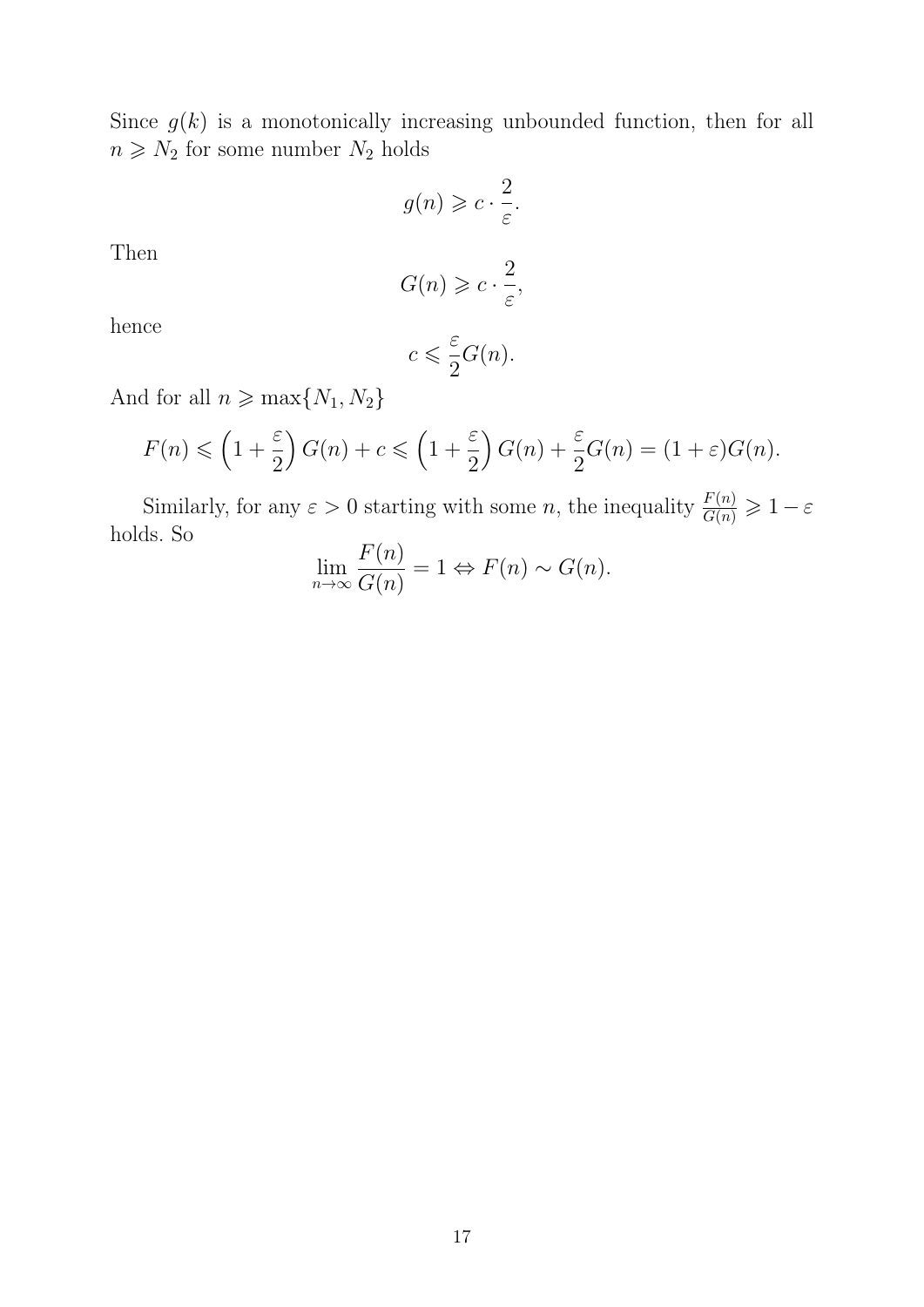Since $g(k)$ is a monotonically increasing unbounded function, then for all $n \geqslant N_2$ for some number $N_2$ holds

$$g(n) \geqslant c \cdot \frac{2}{\varepsilon}.$$

Then

$$G(n) \geqslant c \cdot \frac{2}{\varepsilon},$$

hence

$$c \leqslant \frac{\varepsilon}{2} G(n).$$

And for all $n \geqslant \max\{N_1, N_2\}$

$$F(n) \leqslant \left(1 + \frac{\varepsilon}{2}\right) G(n) + c \leqslant \left(1 + \frac{\varepsilon}{2}\right) G(n) + \frac{\varepsilon}{2} G(n) = (1 + \varepsilon) G(n).$$

Similarly, for any $\varepsilon > 0$ starting with some $n$, the inequality $\frac{F(n)}{G(n)} \geqslant 1 - \varepsilon$ holds. So

$$\lim_{n \to \infty} \frac{F(n)}{G(n)} = 1 \Leftrightarrow F(n) \sim G(n).$$